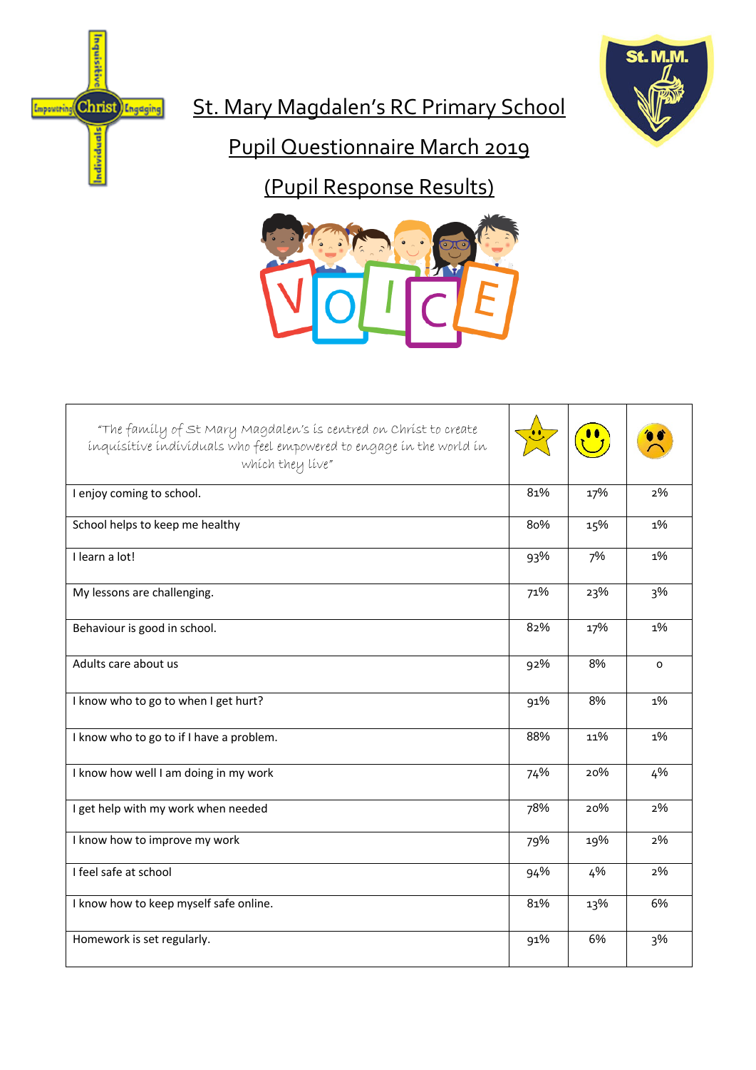# St. Mary Magdalen's RC Primary School

## Pupil Questionnaire March 2019

## (Pupil Response Results)

| "The family of St Mary Magdalen's is centred on Christ to create inquisitive individuals who feel empowered to engage in the world in which they live" | ⭐ | 🙂 | ☹️ |
|---|---|---|---|
| I enjoy coming to school. | 81% | 17% | 2% |
| School helps to keep me healthy | 80% | 15% | 1% |
| I learn a lot! | 93% | 7% | 1% |
| My lessons are challenging. | 71% | 23% | 3% |
| Behaviour is good in school. | 82% | 17% | 1% |
| Adults care about us | 92% | 8% | 0 |
| I know who to go to when I get hurt? | 91% | 8% | 1% |
| I know who to go to if I have a problem. | 88% | 11% | 1% |
| I know how well I am doing in my work | 74% | 20% | 4% |
| I get help with my work when needed | 78% | 20% | 2% |
| I know how to improve my work | 79% | 19% | 2% |
| I feel safe at school | 94% | 4% | 2% |
| I know how to keep myself safe online. | 81% | 13% | 6% |
| Homework is set regularly. | 91% | 6% | 3% |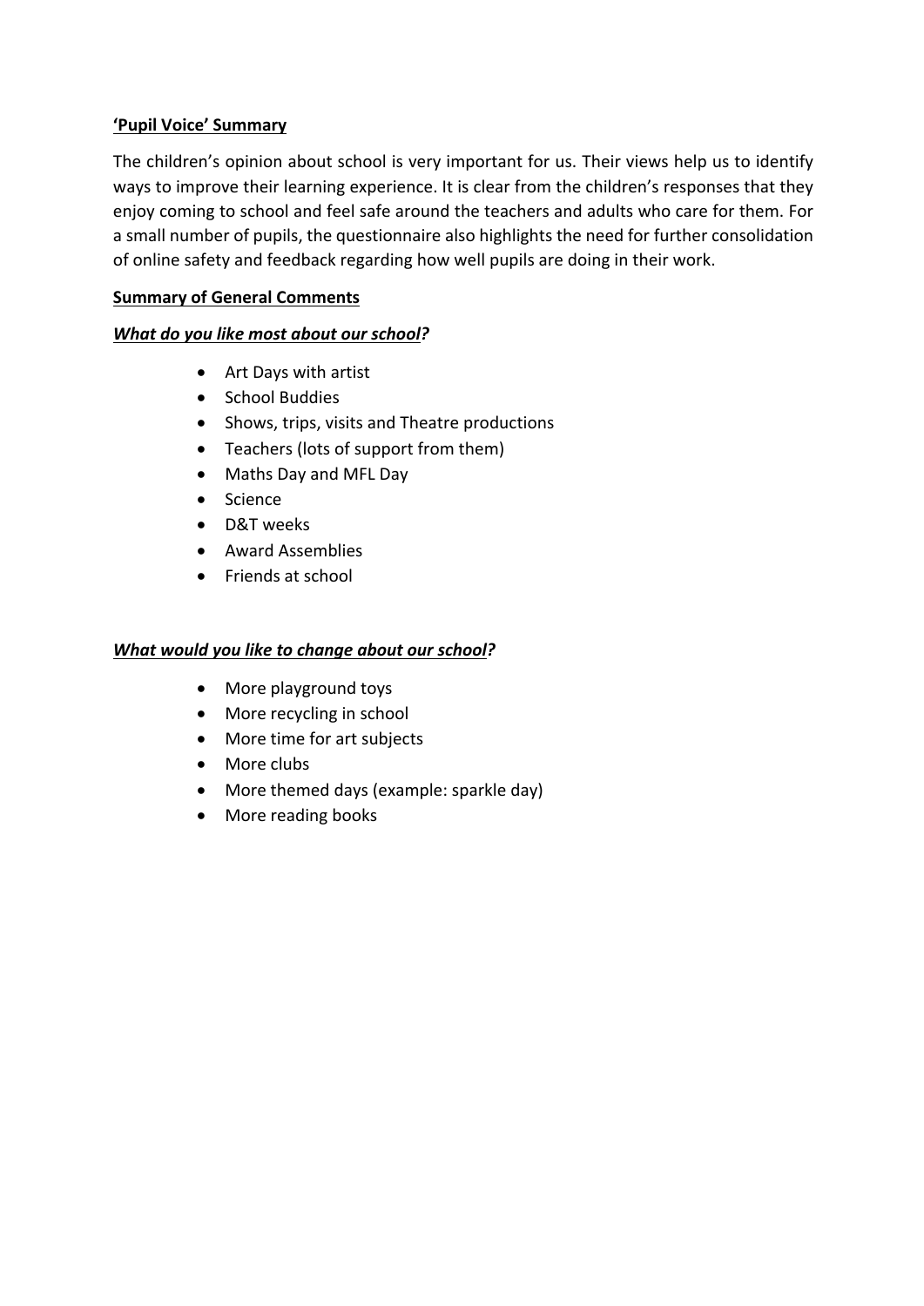**'Pupil Voice' Summary**

The children's opinion about school is very important for us. Their views help us to identify ways to improve their learning experience. It is clear from the children's responses that they enjoy coming to school and feel safe around the teachers and adults who care for them. For a small number of pupils, the questionnaire also highlights the need for further consolidation of online safety and feedback regarding how well pupils are doing in their work.

**Summary of General Comments**

***What do you like most about our school?***

- Art Days with artist
- School Buddies
- Shows, trips, visits and Theatre productions
- Teachers (lots of support from them)
- Maths Day and MFL Day
- Science
- D&T weeks
- Award Assemblies
- Friends at school

***What would you like to change about our school?***

- More playground toys
- More recycling in school
- More time for art subjects
- More clubs
- More themed days (example: sparkle day)
- More reading books